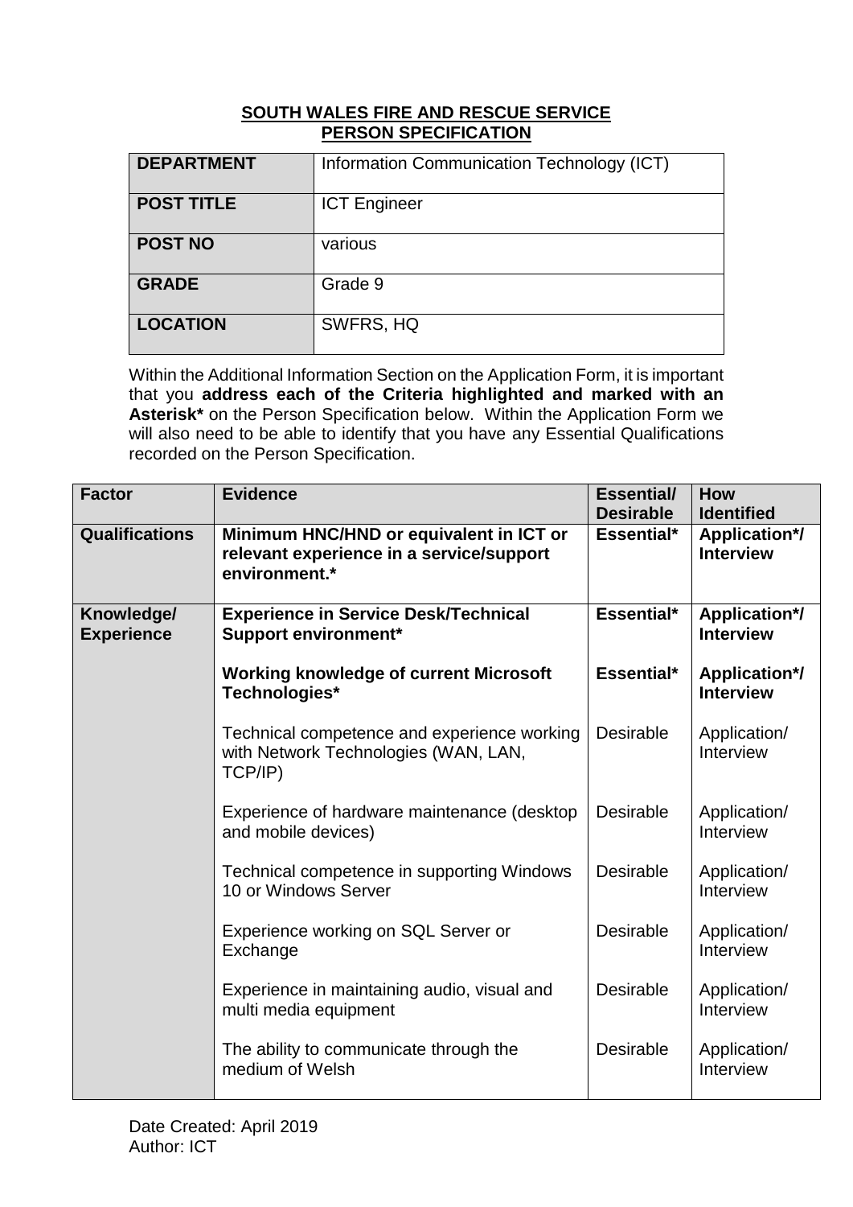**SOUTH WALES FIRE AND RESCUE SERVICE**
**PERSON SPECIFICATION**

| | |
|---|---|
| **DEPARTMENT** | Information Communication Technology (ICT) |
| **POST TITLE** | ICT Engineer |
| **POST NO** | various |
| **GRADE** | Grade 9 |
| **LOCATION** | SWFRS, HQ |

Within the Additional Information Section on the Application Form, it is important that you **address each of the Criteria highlighted and marked with an Asterisk*** on the Person Specification below. Within the Application Form we will also need to be able to identify that you have any Essential Qualifications recorded on the Person Specification.

| Factor | Evidence | Essential/ Desirable | How Identified |
|---|---|---|---|
| **Qualifications** | **Minimum HNC/HND or equivalent in ICT or relevant experience in a service/support environment.*** | **Essential*** | **Application*/ Interview** |
| **Knowledge/ Experience** | **Experience in Service Desk/Technical Support environment*** | **Essential*** | **Application*/ Interview** |
| | **Working knowledge of current Microsoft Technologies*** | **Essential*** | **Application*/ Interview** |
| | Technical competence and experience working with Network Technologies (WAN, LAN, TCP/IP) | Desirable | Application/ Interview |
| | Experience of hardware maintenance (desktop and mobile devices) | Desirable | Application/ Interview |
| | Technical competence in supporting Windows 10 or Windows Server | Desirable | Application/ Interview |
| | Experience working on SQL Server or Exchange | Desirable | Application/ Interview |
| | Experience in maintaining audio, visual and multi media equipment | Desirable | Application/ Interview |
| | The ability to communicate through the medium of Welsh | Desirable | Application/ Interview |

Date Created: April 2019
Author: ICT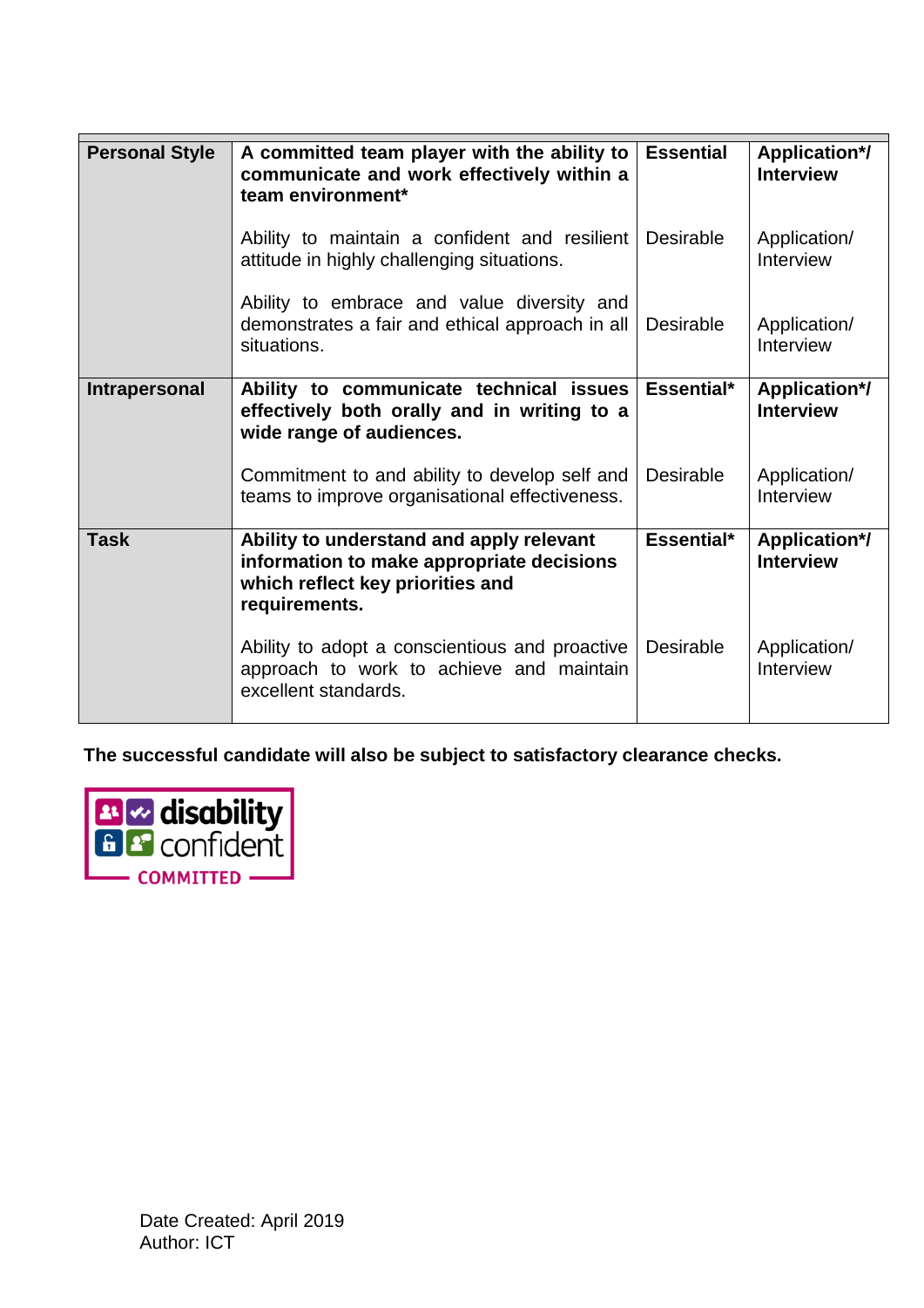| | | | |
|---|---|---|---|
| **Personal Style** | **A committed team player with the ability to communicate and work effectively within a team environment*** | **Essential** | **Application*/ Interview** |
| | Ability to maintain a confident and resilient attitude in highly challenging situations. | Desirable | Application/ Interview |
| | Ability to embrace and value diversity and demonstrates a fair and ethical approach in all situations. | Desirable | Application/ Interview |
| **Intrapersonal** | **Ability to communicate technical issues effectively both orally and in writing to a wide range of audiences.** | **Essential*** | **Application*/ Interview** |
| | Commitment to and ability to develop self and teams to improve organisational effectiveness. | Desirable | Application/ Interview |
| **Task** | **Ability to understand and apply relevant information to make appropriate decisions which reflect key priorities and requirements.** | **Essential*** | **Application*/ Interview** |
| | Ability to adopt a conscientious and proactive approach to work to achieve and maintain excellent standards. | Desirable | Application/ Interview |

**The successful candidate will also be subject to satisfactory clearance checks.**

disability confident
COMMITTED

Date Created: April 2019
Author: ICT